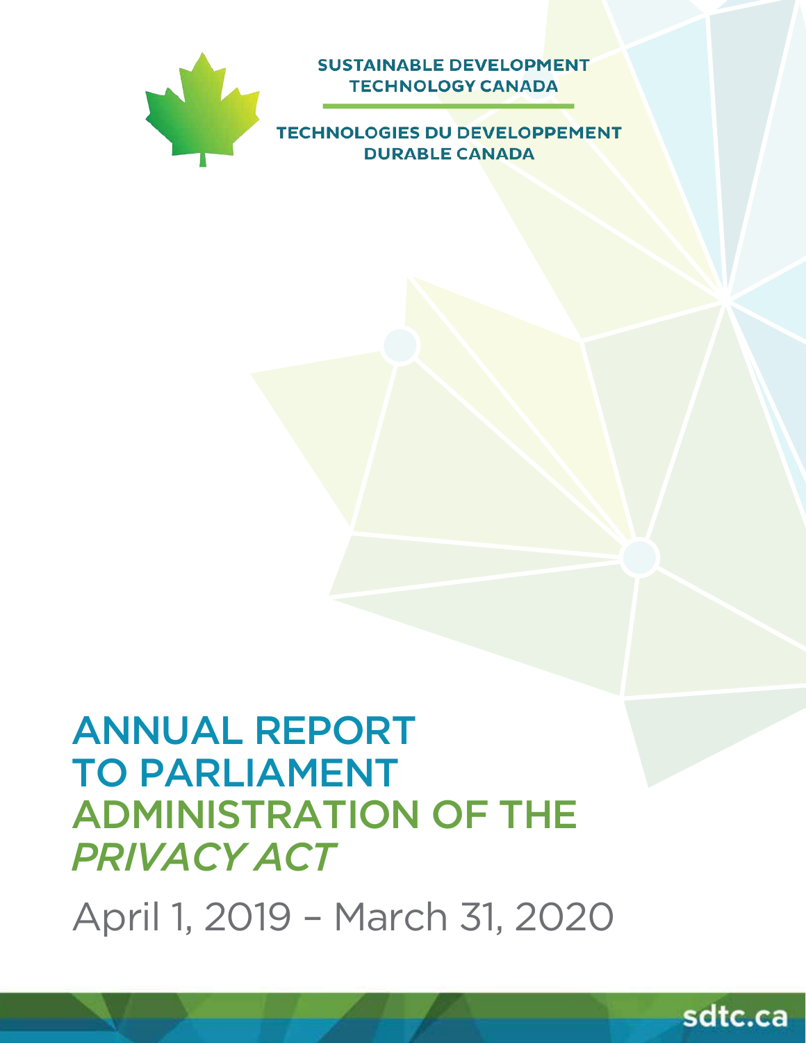SUSTAINABLE DEVELOPMENT
TECHNOLOGY CANADA

TECHNOLOGIES DU DEVELOPPEMENT
DURABLE CANADA

# ANNUAL REPORT TO PARLIAMENT ADMINISTRATION OF THE *PRIVACY ACT*

April 1, 2019 – March 31, 2020

sdtc.ca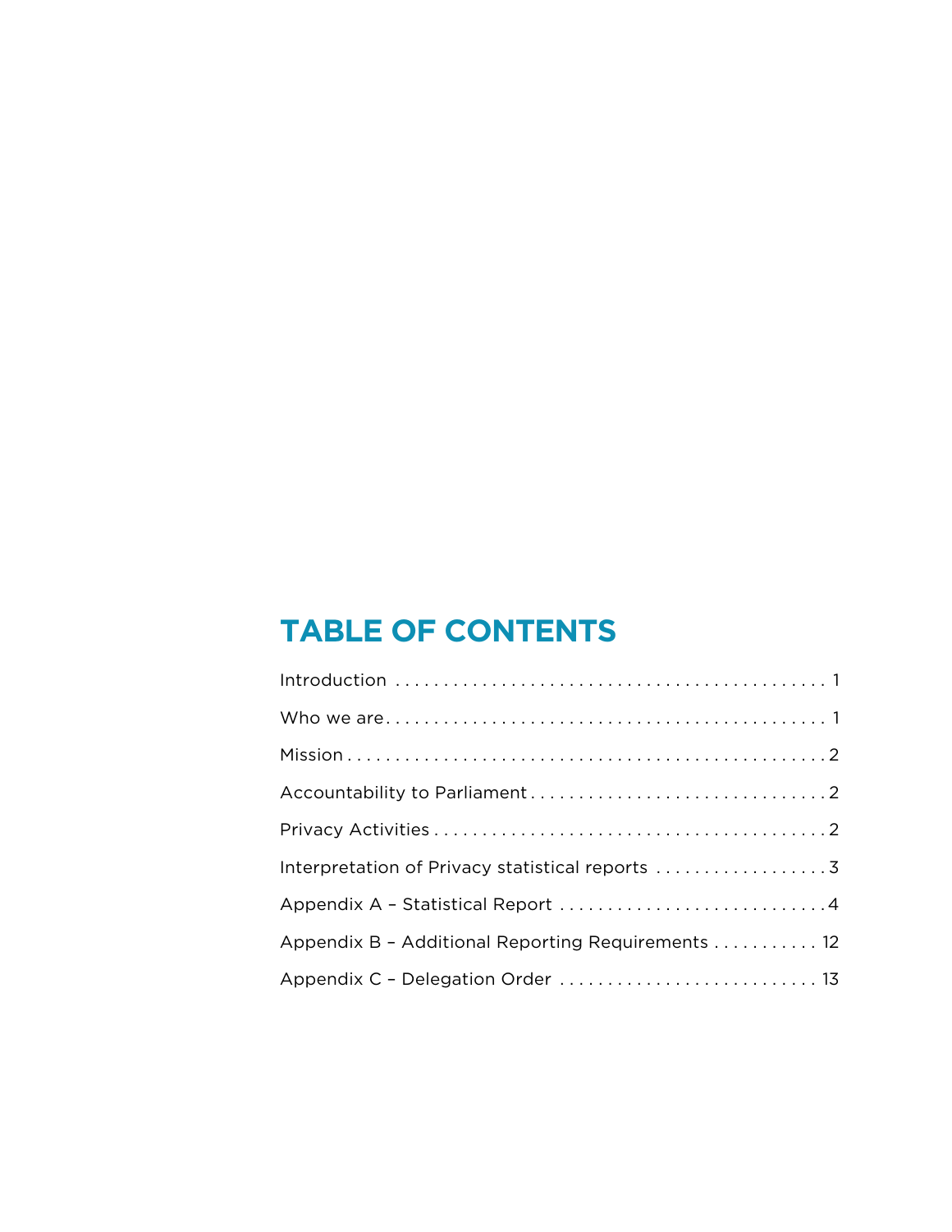# TABLE OF CONTENTS

Introduction . . . . . . . . . . . . . . . . . . . . . . . . . . . . . . . . . . . . . . . . . . . . 1

Who we are . . . . . . . . . . . . . . . . . . . . . . . . . . . . . . . . . . . . . . . . . . . . . 1

Mission . . . . . . . . . . . . . . . . . . . . . . . . . . . . . . . . . . . . . . . . . . . . . . . . 2

Accountability to Parliament . . . . . . . . . . . . . . . . . . . . . . . . . . . . . . . 2

Privacy Activities . . . . . . . . . . . . . . . . . . . . . . . . . . . . . . . . . . . . . . . . . 2

Interpretation of Privacy statistical reports . . . . . . . . . . . . . . . . . . 3

Appendix A – Statistical Report . . . . . . . . . . . . . . . . . . . . . . . . . . . . 4

Appendix B – Additional Reporting Requirements . . . . . . . . . . . 12

Appendix C – Delegation Order . . . . . . . . . . . . . . . . . . . . . . . . . . . 13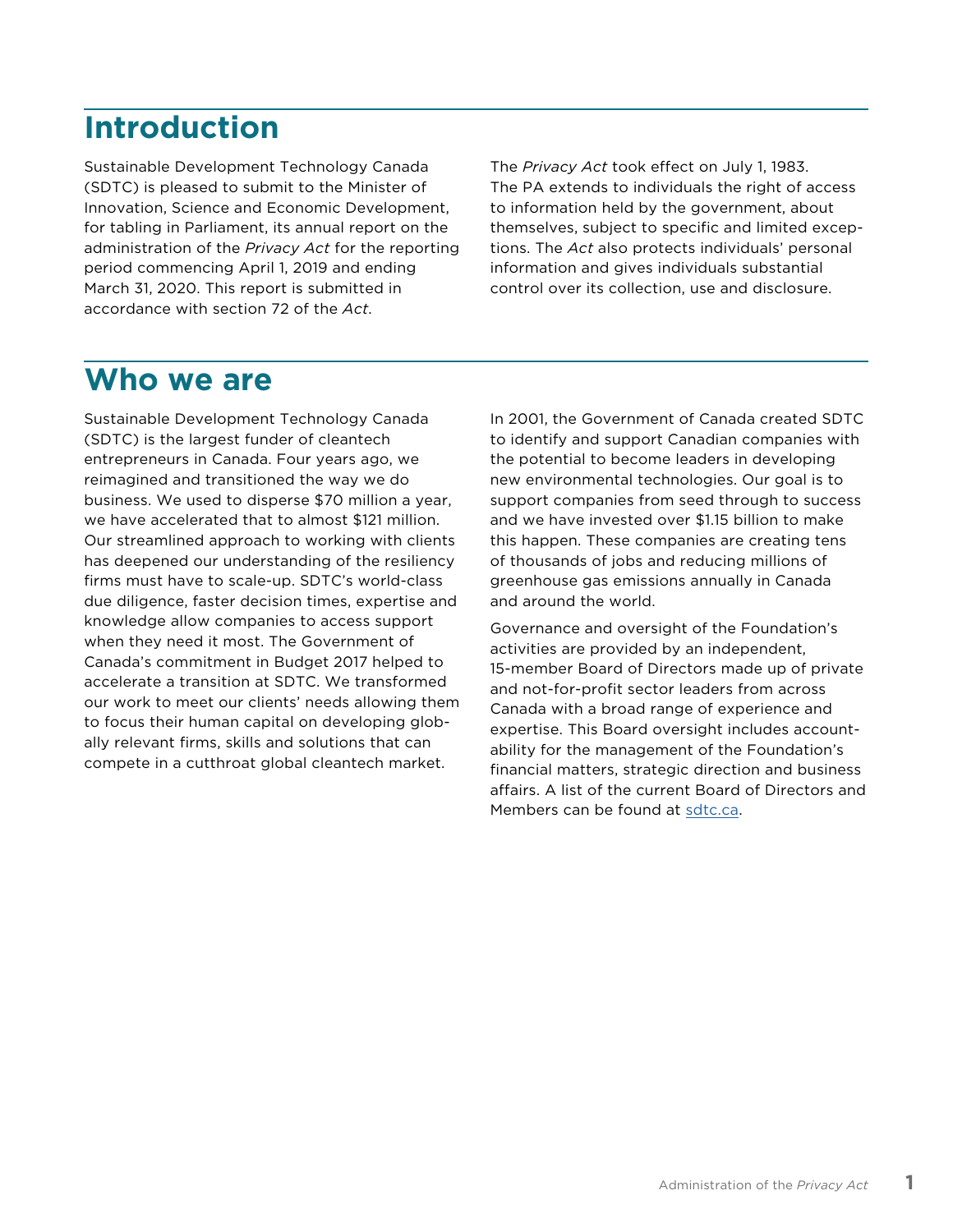# Introduction

Sustainable Development Technology Canada (SDTC) is pleased to submit to the Minister of Innovation, Science and Economic Development, for tabling in Parliament, its annual report on the administration of the *Privacy Act* for the reporting period commencing April 1, 2019 and ending March 31, 2020. This report is submitted in accordance with section 72 of the *Act*.

The *Privacy Act* took effect on July 1, 1983. The PA extends to individuals the right of access to information held by the government, about themselves, subject to specific and limited exceptions. The *Act* also protects individuals' personal information and gives individuals substantial control over its collection, use and disclosure.

# Who we are

Sustainable Development Technology Canada (SDTC) is the largest funder of cleantech entrepreneurs in Canada. Four years ago, we reimagined and transitioned the way we do business. We used to disperse $70 million a year, we have accelerated that to almost $121 million. Our streamlined approach to working with clients has deepened our understanding of the resiliency firms must have to scale-up. SDTC's world-class due diligence, faster decision times, expertise and knowledge allow companies to access support when they need it most. The Government of Canada's commitment in Budget 2017 helped to accelerate a transition at SDTC. We transformed our work to meet our clients' needs allowing them to focus their human capital on developing globally relevant firms, skills and solutions that can compete in a cutthroat global cleantech market.

In 2001, the Government of Canada created SDTC to identify and support Canadian companies with the potential to become leaders in developing new environmental technologies. Our goal is to support companies from seed through to success and we have invested over $1.15 billion to make this happen. These companies are creating tens of thousands of jobs and reducing millions of greenhouse gas emissions annually in Canada and around the world.

Governance and oversight of the Foundation's activities are provided by an independent, 15-member Board of Directors made up of private and not-for-profit sector leaders from across Canada with a broad range of experience and expertise. This Board oversight includes accountability for the management of the Foundation's financial matters, strategic direction and business affairs. A list of the current Board of Directors and Members can be found at [sdtc.ca](sdtc.ca).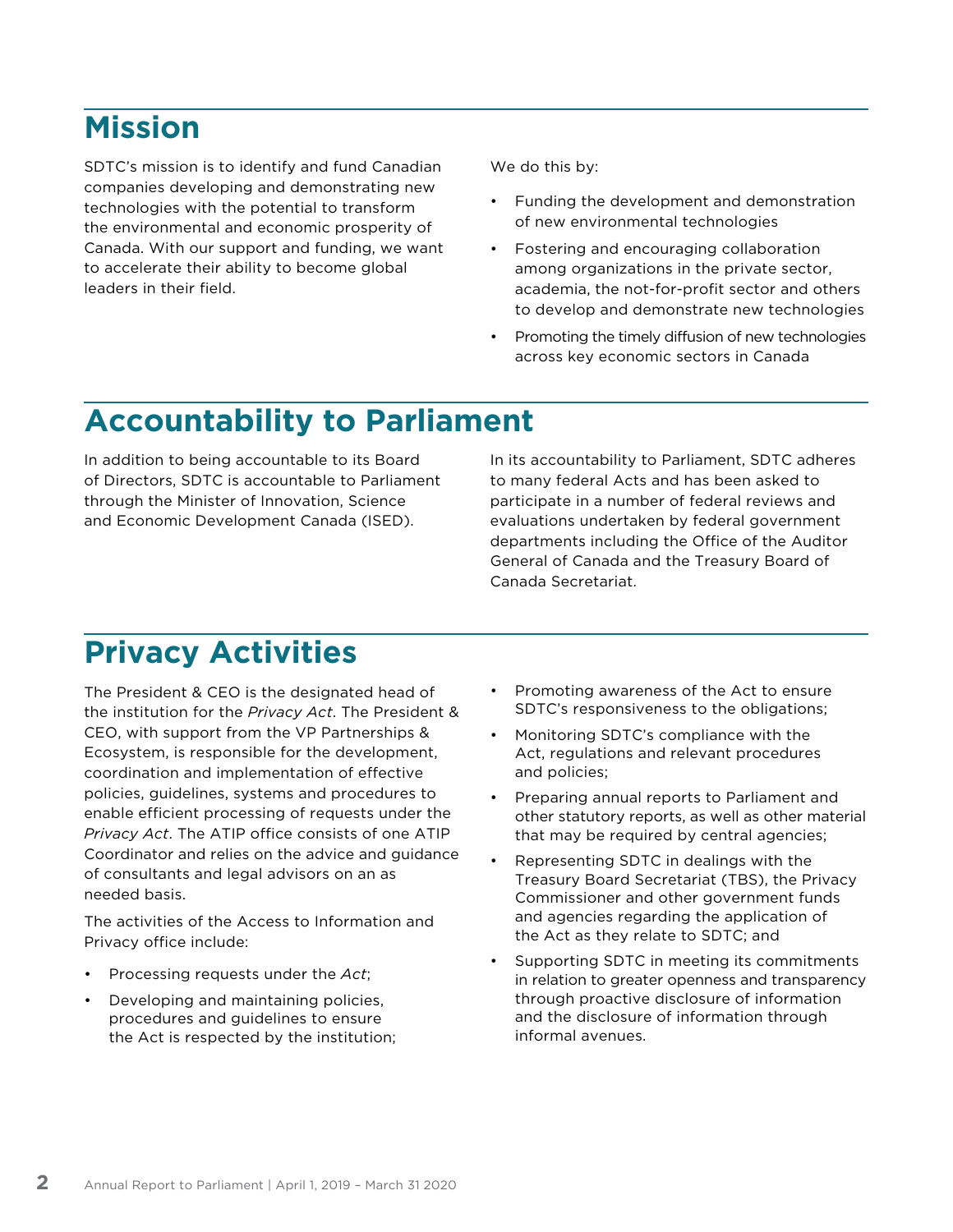# Mission

SDTC's mission is to identify and fund Canadian companies developing and demonstrating new technologies with the potential to transform the environmental and economic prosperity of Canada. With our support and funding, we want to accelerate their ability to become global leaders in their field.

We do this by:

- Funding the development and demonstration of new environmental technologies
- Fostering and encouraging collaboration among organizations in the private sector, academia, the not-for-profit sector and others to develop and demonstrate new technologies
- Promoting the timely diffusion of new technologies across key economic sectors in Canada

# Accountability to Parliament

In addition to being accountable to its Board of Directors, SDTC is accountable to Parliament through the Minister of Innovation, Science and Economic Development Canada (ISED).

In its accountability to Parliament, SDTC adheres to many federal Acts and has been asked to participate in a number of federal reviews and evaluations undertaken by federal government departments including the Office of the Auditor General of Canada and the Treasury Board of Canada Secretariat.

# Privacy Activities

The President & CEO is the designated head of the institution for the *Privacy Act*. The President & CEO, with support from the VP Partnerships & Ecosystem, is responsible for the development, coordination and implementation of effective policies, guidelines, systems and procedures to enable efficient processing of requests under the *Privacy Act*. The ATIP office consists of one ATIP Coordinator and relies on the advice and guidance of consultants and legal advisors on an as needed basis.

The activities of the Access to Information and Privacy office include:

- Processing requests under the *Act*;
- Developing and maintaining policies, procedures and guidelines to ensure the Act is respected by the institution;
- Promoting awareness of the Act to ensure SDTC's responsiveness to the obligations;
- Monitoring SDTC's compliance with the Act, regulations and relevant procedures and policies;
- Preparing annual reports to Parliament and other statutory reports, as well as other material that may be required by central agencies;
- Representing SDTC in dealings with the Treasury Board Secretariat (TBS), the Privacy Commissioner and other government funds and agencies regarding the application of the Act as they relate to SDTC; and
- Supporting SDTC in meeting its commitments in relation to greater openness and transparency through proactive disclosure of information and the disclosure of information through informal avenues.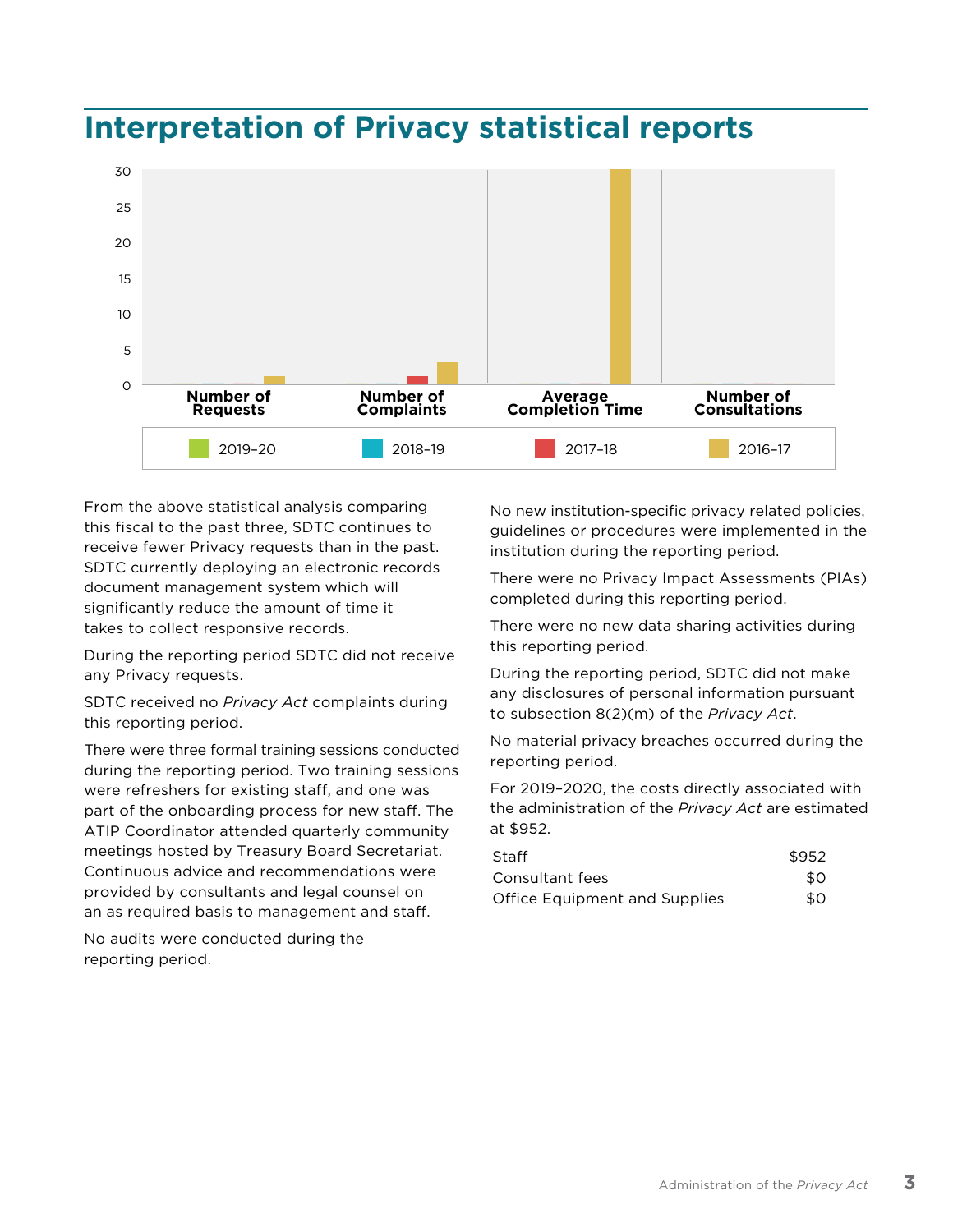# Interpretation of Privacy statistical reports

From the above statistical analysis comparing this fiscal to the past three, SDTC continues to receive fewer Privacy requests than in the past. SDTC currently deploying an electronic records document management system which will significantly reduce the amount of time it takes to collect responsive records.

During the reporting period SDTC did not receive any Privacy requests.

SDTC received no *Privacy Act* complaints during this reporting period.

There were three formal training sessions conducted during the reporting period. Two training sessions were refreshers for existing staff, and one was part of the onboarding process for new staff. The ATIP Coordinator attended quarterly community meetings hosted by Treasury Board Secretariat. Continuous advice and recommendations were provided by consultants and legal counsel on an as required basis to management and staff.

No audits were conducted during the reporting period.

No new institution-specific privacy related policies, guidelines or procedures were implemented in the institution during the reporting period.

There were no Privacy Impact Assessments (PIAs) completed during this reporting period.

There were no new data sharing activities during this reporting period.

During the reporting period, SDTC did not make any disclosures of personal information pursuant to subsection 8(2)(m) of the *Privacy Act*.

No material privacy breaches occurred during the reporting period.

For 2019–2020, the costs directly associated with the administration of the *Privacy Act* are estimated at $952.

| | |
|---|---|
| Staff | $952 |
| Consultant fees | $0 |
| Office Equipment and Supplies | $0 |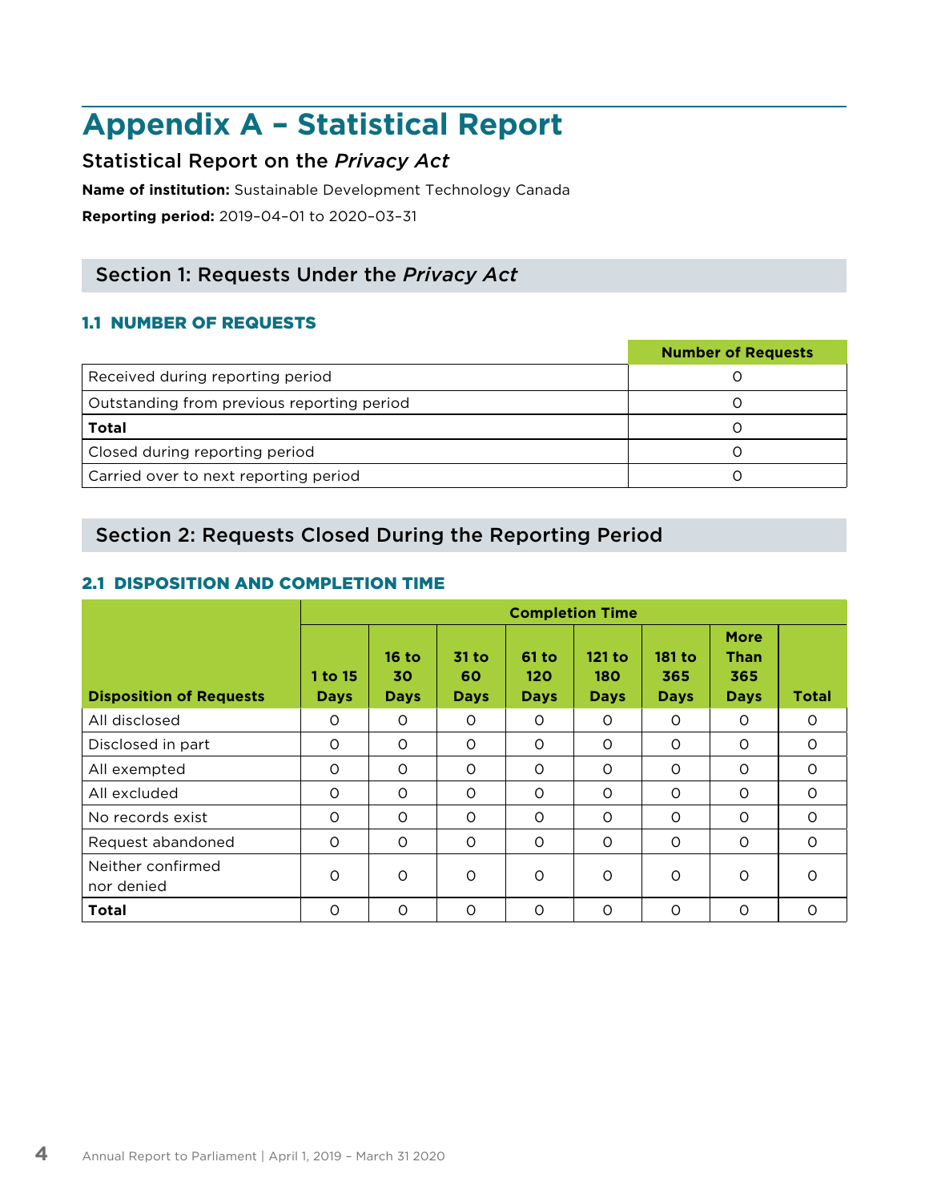# Appendix A – Statistical Report

## Statistical Report on the *Privacy Act*

**Name of institution:** Sustainable Development Technology Canada

**Reporting period:** 2019-04-01 to 2020-03-31

## Section 1: Requests Under the *Privacy Act*

### 1.1 NUMBER OF REQUESTS

| | Number of Requests |
|---|---|
| Received during reporting period | 0 |
| Outstanding from previous reporting period | 0 |
| **Total** | 0 |
| Closed during reporting period | 0 |
| Carried over to next reporting period | 0 |

## Section 2: Requests Closed During the Reporting Period

### 2.1 DISPOSITION AND COMPLETION TIME

| | Completion Time | | | | | | | |
|---|---|---|---|---|---|---|---|---|
| **Disposition of Requests** | **1 to 15 Days** | **16 to 30 Days** | **31 to 60 Days** | **61 to 120 Days** | **121 to 180 Days** | **181 to 365 Days** | **More Than 365 Days** | **Total** |
| All disclosed | 0 | 0 | 0 | 0 | 0 | 0 | 0 | 0 |
| Disclosed in part | 0 | 0 | 0 | 0 | 0 | 0 | 0 | 0 |
| All exempted | 0 | 0 | 0 | 0 | 0 | 0 | 0 | 0 |
| All excluded | 0 | 0 | 0 | 0 | 0 | 0 | 0 | 0 |
| No records exist | 0 | 0 | 0 | 0 | 0 | 0 | 0 | 0 |
| Request abandoned | 0 | 0 | 0 | 0 | 0 | 0 | 0 | 0 |
| Neither confirmed nor denied | 0 | 0 | 0 | 0 | 0 | 0 | 0 | 0 |
| **Total** | 0 | 0 | 0 | 0 | 0 | 0 | 0 | 0 |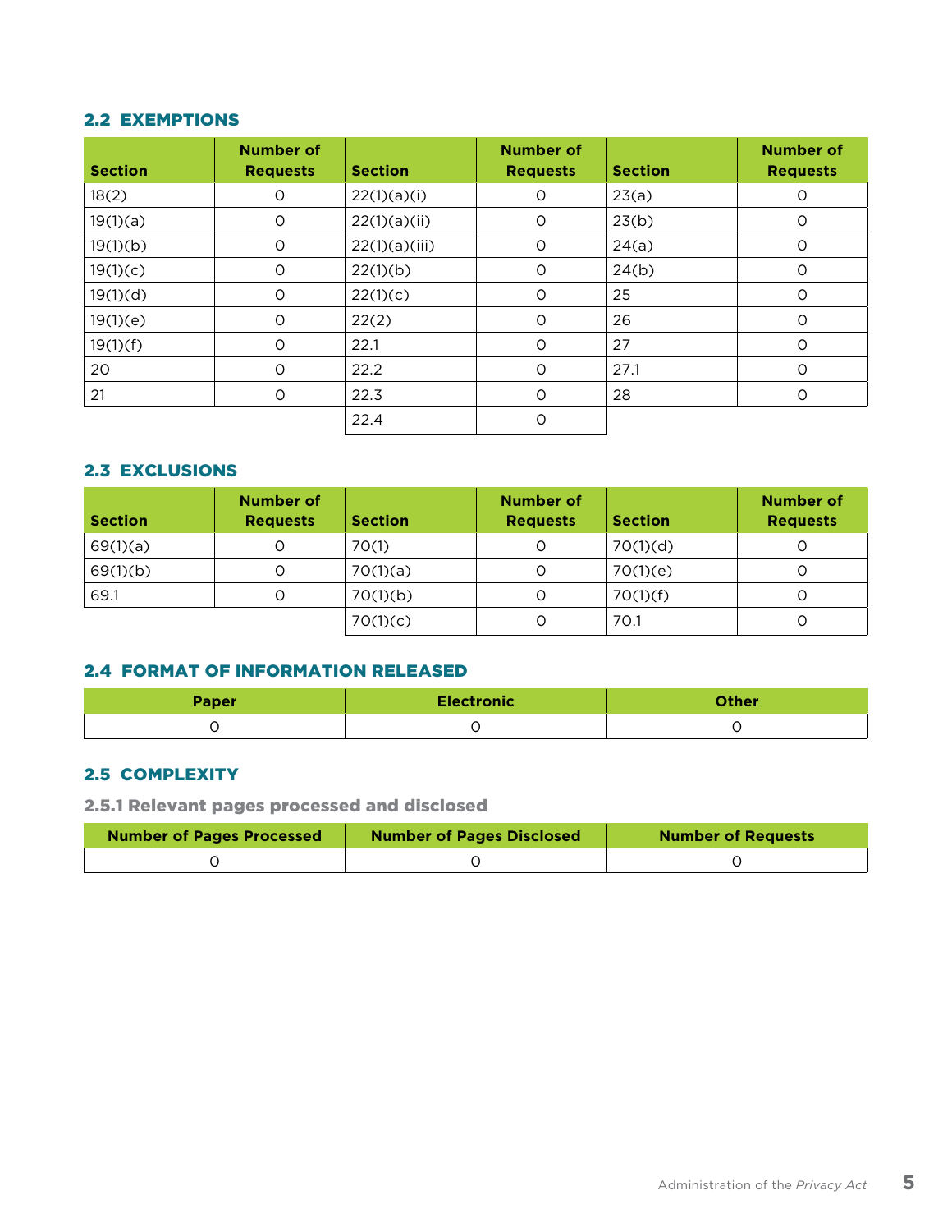## 2.2 EXEMPTIONS

| Section | Number of Requests | Section | Number of Requests | Section | Number of Requests |
|---|---|---|---|---|---|
| 18(2) | 0 | 22(1)(a)(i) | 0 | 23(a) | 0 |
| 19(1)(a) | 0 | 22(1)(a)(ii) | 0 | 23(b) | 0 |
| 19(1)(b) | 0 | 22(1)(a)(iii) | 0 | 24(a) | 0 |
| 19(1)(c) | 0 | 22(1)(b) | 0 | 24(b) | 0 |
| 19(1)(d) | 0 | 22(1)(c) | 0 | 25 | 0 |
| 19(1)(e) | 0 | 22(2) | 0 | 26 | 0 |
| 19(1)(f) | 0 | 22.1 | 0 | 27 | 0 |
| 20 | 0 | 22.2 | 0 | 27.1 | 0 |
| 21 | 0 | 22.3 | 0 | 28 | 0 |
| | | 22.4 | 0 | | |

## 2.3 EXCLUSIONS

| Section | Number of Requests | Section | Number of Requests | Section | Number of Requests |
|---|---|---|---|---|---|
| 69(1)(a) | 0 | 70(1) | 0 | 70(1)(d) | 0 |
| 69(1)(b) | 0 | 70(1)(a) | 0 | 70(1)(e) | 0 |
| 69.1 | 0 | 70(1)(b) | 0 | 70(1)(f) | 0 |
| | | 70(1)(c) | 0 | 70.1 | 0 |

## 2.4 FORMAT OF INFORMATION RELEASED

| Paper | Electronic | Other |
|---|---|---|
| 0 | 0 | 0 |

## 2.5 COMPLEXITY

### 2.5.1 Relevant pages processed and disclosed

| Number of Pages Processed | Number of Pages Disclosed | Number of Requests |
|---|---|---|
| 0 | 0 | 0 |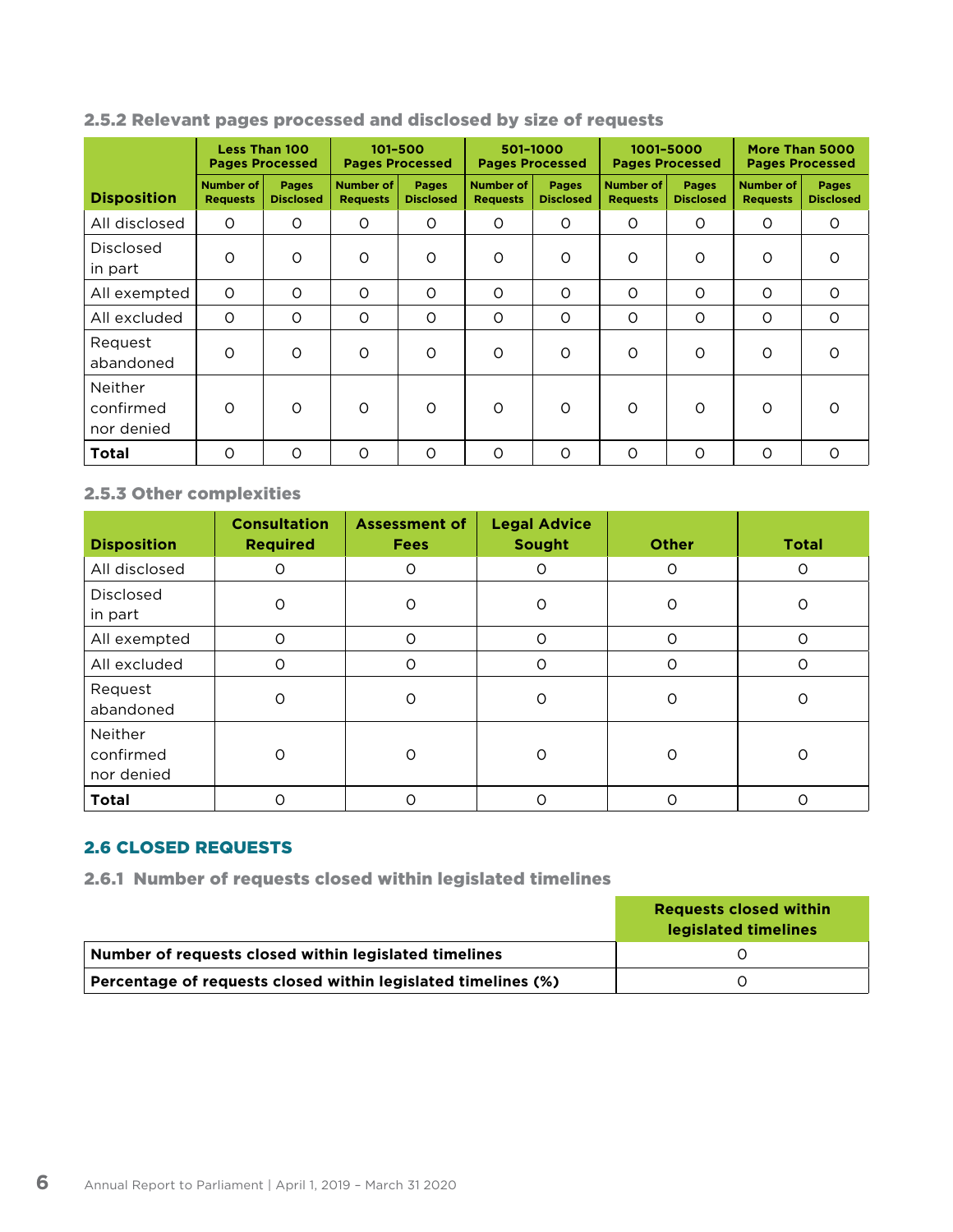### 2.5.2 Relevant pages processed and disclosed by size of requests

| Disposition | Less Than 100 Pages Processed | | 101-500 Pages Processed | | 501-1000 Pages Processed | | 1001-5000 Pages Processed | | More Than 5000 Pages Processed | |
|---|---|---|---|---|---|---|---|---|---|---|
| | Number of Requests | Pages Disclosed | Number of Requests | Pages Disclosed | Number of Requests | Pages Disclosed | Number of Requests | Pages Disclosed | Number of Requests | Pages Disclosed |
| All disclosed | 0 | 0 | 0 | 0 | 0 | 0 | 0 | 0 | 0 | 0 |
| Disclosed in part | 0 | 0 | 0 | 0 | 0 | 0 | 0 | 0 | 0 | 0 |
| All exempted | 0 | 0 | 0 | 0 | 0 | 0 | 0 | 0 | 0 | 0 |
| All excluded | 0 | 0 | 0 | 0 | 0 | 0 | 0 | 0 | 0 | 0 |
| Request abandoned | 0 | 0 | 0 | 0 | 0 | 0 | 0 | 0 | 0 | 0 |
| Neither confirmed nor denied | 0 | 0 | 0 | 0 | 0 | 0 | 0 | 0 | 0 | 0 |
| **Total** | 0 | 0 | 0 | 0 | 0 | 0 | 0 | 0 | 0 | 0 |

### 2.5.3 Other complexities

| Disposition | Consultation Required | Assessment of Fees | Legal Advice Sought | Other | Total |
|---|---|---|---|---|---|
| All disclosed | 0 | 0 | 0 | 0 | 0 |
| Disclosed in part | 0 | 0 | 0 | 0 | 0 |
| All exempted | 0 | 0 | 0 | 0 | 0 |
| All excluded | 0 | 0 | 0 | 0 | 0 |
| Request abandoned | 0 | 0 | 0 | 0 | 0 |
| Neither confirmed nor denied | 0 | 0 | 0 | 0 | 0 |
| **Total** | 0 | 0 | 0 | 0 | 0 |

## 2.6 CLOSED REQUESTS

### 2.6.1 Number of requests closed within legislated timelines

| | Requests closed within legislated timelines |
|---|---|
| **Number of requests closed within legislated timelines** | 0 |
| **Percentage of requests closed within legislated timelines (%)** | 0 |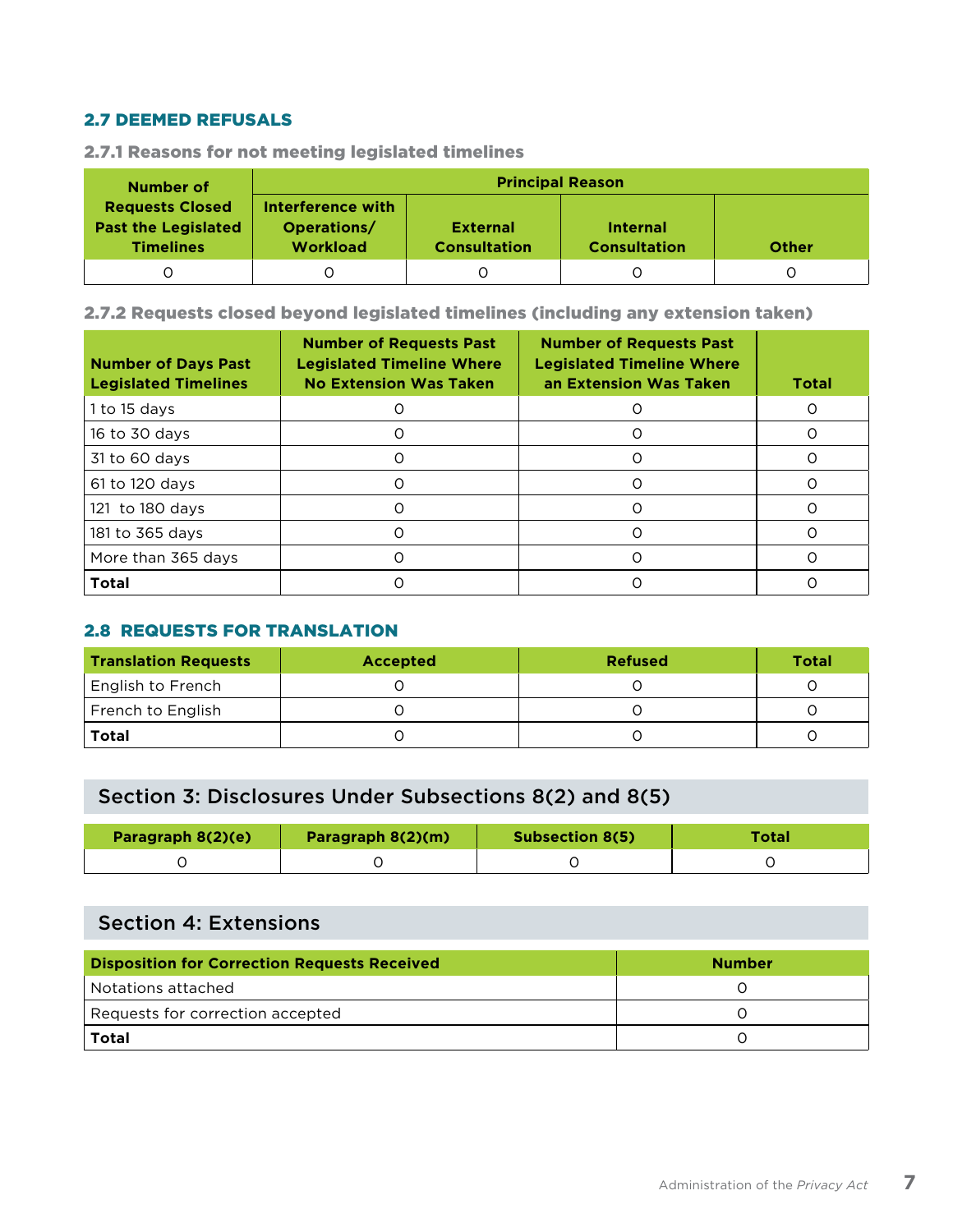## 2.7 DEEMED REFUSALS

### 2.7.1 Reasons for not meeting legislated timelines

| Number of Requests Closed Past the Legislated Timelines | Principal Reason | | | |
|---|---|---|---|---|
| | Interference with Operations/ Workload | External Consultation | Internal Consultation | Other |
| 0 | 0 | 0 | 0 | 0 |

### 2.7.2 Requests closed beyond legislated timelines (including any extension taken)

| Number of Days Past Legislated Timelines | Number of Requests Past Legislated Timeline Where No Extension Was Taken | Number of Requests Past Legislated Timeline Where an Extension Was Taken | Total |
|---|---|---|---|
| 1 to 15 days | 0 | 0 | 0 |
| 16 to 30 days | 0 | 0 | 0 |
| 31 to 60 days | 0 | 0 | 0 |
| 61 to 120 days | 0 | 0 | 0 |
| 121 to 180 days | 0 | 0 | 0 |
| 181 to 365 days | 0 | 0 | 0 |
| More than 365 days | 0 | 0 | 0 |
| **Total** | 0 | 0 | 0 |

## 2.8 REQUESTS FOR TRANSLATION

| Translation Requests | Accepted | Refused | Total |
|---|---|---|---|
| English to French | 0 | 0 | 0 |
| French to English | 0 | 0 | 0 |
| **Total** | 0 | 0 | 0 |

# Section 3: Disclosures Under Subsections 8(2) and 8(5)

| Paragraph 8(2)(e) | Paragraph 8(2)(m) | Subsection 8(5) | Total |
|---|---|---|---|
| 0 | 0 | 0 | 0 |

# Section 4: Extensions

| Disposition for Correction Requests Received | Number |
|---|---|
| Notations attached | 0 |
| Requests for correction accepted | 0 |
| **Total** | 0 |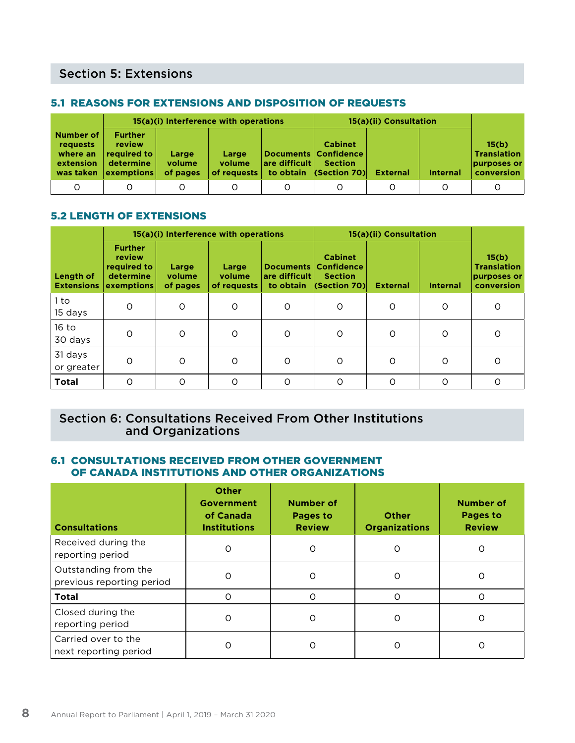## Section 5: Extensions

### 5.1 REASONS FOR EXTENSIONS AND DISPOSITION OF REQUESTS

| Number of requests where an extension was taken | 15(a)(i) Interference with operations | | | | 15(a)(ii) Consultation | | | 15(b) Translation purposes or conversion |
|---|---|---|---|---|---|---|---|---|
| | Further review required to determine exemptions | Large volume of pages | Large volume of requests | Documents are difficult to obtain | Cabinet Confidence Section (Section 70) | External | Internal | |
| 0 | 0 | 0 | 0 | 0 | 0 | 0 | 0 | 0 |

### 5.2 LENGTH OF EXTENSIONS

| Length of Extensions | 15(a)(i) Interference with operations | | | | 15(a)(ii) Consultation | | | 15(b) Translation purposes or conversion |
|---|---|---|---|---|---|---|---|---|
| | Further review required to determine exemptions | Large volume of pages | Large volume of requests | Documents are difficult to obtain | Cabinet Confidence Section (Section 70) | External | Internal | |
| 1 to 15 days | 0 | 0 | 0 | 0 | 0 | 0 | 0 | 0 |
| 16 to 30 days | 0 | 0 | 0 | 0 | 0 | 0 | 0 | 0 |
| 31 days or greater | 0 | 0 | 0 | 0 | 0 | 0 | 0 | 0 |
| **Total** | 0 | 0 | 0 | 0 | 0 | 0 | 0 | 0 |

## Section 6: Consultations Received From Other Institutions and Organizations

### 6.1 CONSULTATIONS RECEIVED FROM OTHER GOVERNMENT OF CANADA INSTITUTIONS AND OTHER ORGANIZATIONS

| Consultations | Other Government of Canada Institutions | Number of Pages to Review | Other Organizations | Number of Pages to Review |
|---|---|---|---|---|
| Received during the reporting period | 0 | 0 | 0 | 0 |
| Outstanding from the previous reporting period | 0 | 0 | 0 | 0 |
| **Total** | 0 | 0 | 0 | 0 |
| Closed during the reporting period | 0 | 0 | 0 | 0 |
| Carried over to the next reporting period | 0 | 0 | 0 | 0 |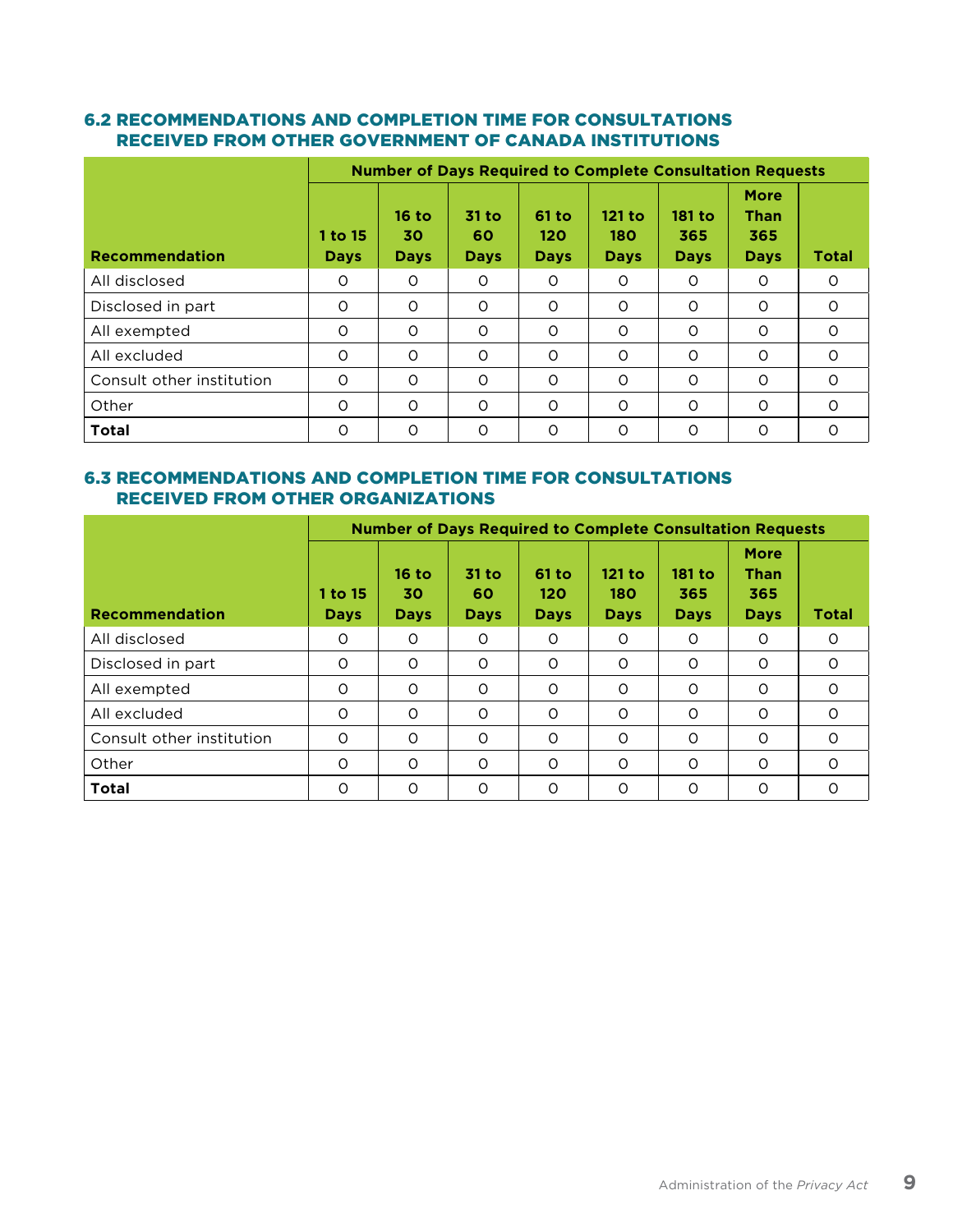### 6.2 RECOMMENDATIONS AND COMPLETION TIME FOR CONSULTATIONS RECEIVED FROM OTHER GOVERNMENT OF CANADA INSTITUTIONS

| Recommendation | Number of Days Required to Complete Consultation Requests | | | | | | | |
|---|---|---|---|---|---|---|---|---|
| | 1 to 15 Days | 16 to 30 Days | 31 to 60 Days | 61 to 120 Days | 121 to 180 Days | 181 to 365 Days | More Than 365 Days | Total |
| All disclosed | 0 | 0 | 0 | 0 | 0 | 0 | 0 | 0 |
| Disclosed in part | 0 | 0 | 0 | 0 | 0 | 0 | 0 | 0 |
| All exempted | 0 | 0 | 0 | 0 | 0 | 0 | 0 | 0 |
| All excluded | 0 | 0 | 0 | 0 | 0 | 0 | 0 | 0 |
| Consult other institution | 0 | 0 | 0 | 0 | 0 | 0 | 0 | 0 |
| Other | 0 | 0 | 0 | 0 | 0 | 0 | 0 | 0 |
| **Total** | 0 | 0 | 0 | 0 | 0 | 0 | 0 | 0 |

### 6.3 RECOMMENDATIONS AND COMPLETION TIME FOR CONSULTATIONS RECEIVED FROM OTHER ORGANIZATIONS

| Recommendation | Number of Days Required to Complete Consultation Requests | | | | | | | |
|---|---|---|---|---|---|---|---|---|
| | 1 to 15 Days | 16 to 30 Days | 31 to 60 Days | 61 to 120 Days | 121 to 180 Days | 181 to 365 Days | More Than 365 Days | Total |
| All disclosed | 0 | 0 | 0 | 0 | 0 | 0 | 0 | 0 |
| Disclosed in part | 0 | 0 | 0 | 0 | 0 | 0 | 0 | 0 |
| All exempted | 0 | 0 | 0 | 0 | 0 | 0 | 0 | 0 |
| All excluded | 0 | 0 | 0 | 0 | 0 | 0 | 0 | 0 |
| Consult other institution | 0 | 0 | 0 | 0 | 0 | 0 | 0 | 0 |
| Other | 0 | 0 | 0 | 0 | 0 | 0 | 0 | 0 |
| **Total** | 0 | 0 | 0 | 0 | 0 | 0 | 0 | 0 |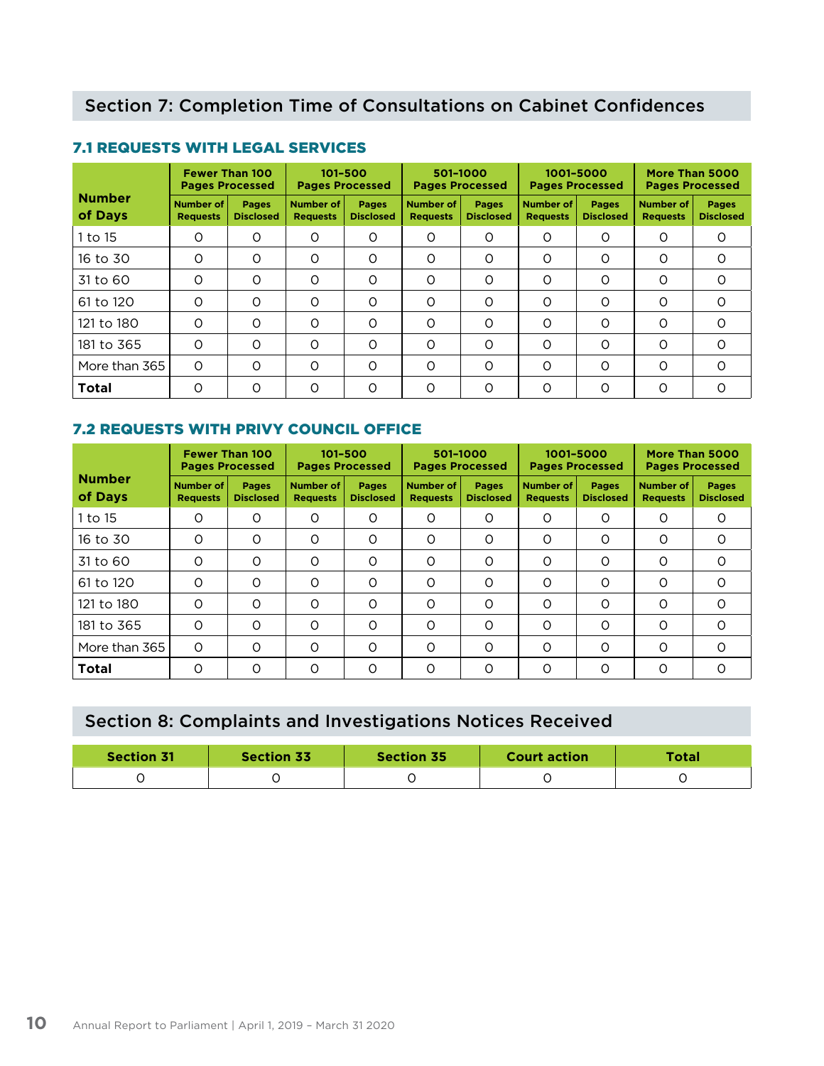## Section 7: Completion Time of Consultations on Cabinet Confidences

### 7.1 REQUESTS WITH LEGAL SERVICES

| Number of Days | Fewer Than 100 Pages Processed | | 101-500 Pages Processed | | 501-1000 Pages Processed | | 1001-5000 Pages Processed | | More Than 5000 Pages Processed | |
|---|---|---|---|---|---|---|---|---|---|---|
| | Number of Requests | Pages Disclosed | Number of Requests | Pages Disclosed | Number of Requests | Pages Disclosed | Number of Requests | Pages Disclosed | Number of Requests | Pages Disclosed |
| 1 to 15 | 0 | 0 | 0 | 0 | 0 | 0 | 0 | 0 | 0 | 0 |
| 16 to 30 | 0 | 0 | 0 | 0 | 0 | 0 | 0 | 0 | 0 | 0 |
| 31 to 60 | 0 | 0 | 0 | 0 | 0 | 0 | 0 | 0 | 0 | 0 |
| 61 to 120 | 0 | 0 | 0 | 0 | 0 | 0 | 0 | 0 | 0 | 0 |
| 121 to 180 | 0 | 0 | 0 | 0 | 0 | 0 | 0 | 0 | 0 | 0 |
| 181 to 365 | 0 | 0 | 0 | 0 | 0 | 0 | 0 | 0 | 0 | 0 |
| More than 365 | 0 | 0 | 0 | 0 | 0 | 0 | 0 | 0 | 0 | 0 |
| **Total** | 0 | 0 | 0 | 0 | 0 | 0 | 0 | 0 | 0 | 0 |

### 7.2 REQUESTS WITH PRIVY COUNCIL OFFICE

| Number of Days | Fewer Than 100 Pages Processed | | 101-500 Pages Processed | | 501-1000 Pages Processed | | 1001-5000 Pages Processed | | More Than 5000 Pages Processed | |
|---|---|---|---|---|---|---|---|---|---|---|
| | Number of Requests | Pages Disclosed | Number of Requests | Pages Disclosed | Number of Requests | Pages Disclosed | Number of Requests | Pages Disclosed | Number of Requests | Pages Disclosed |
| 1 to 15 | 0 | 0 | 0 | 0 | 0 | 0 | 0 | 0 | 0 | 0 |
| 16 to 30 | 0 | 0 | 0 | 0 | 0 | 0 | 0 | 0 | 0 | 0 |
| 31 to 60 | 0 | 0 | 0 | 0 | 0 | 0 | 0 | 0 | 0 | 0 |
| 61 to 120 | 0 | 0 | 0 | 0 | 0 | 0 | 0 | 0 | 0 | 0 |
| 121 to 180 | 0 | 0 | 0 | 0 | 0 | 0 | 0 | 0 | 0 | 0 |
| 181 to 365 | 0 | 0 | 0 | 0 | 0 | 0 | 0 | 0 | 0 | 0 |
| More than 365 | 0 | 0 | 0 | 0 | 0 | 0 | 0 | 0 | 0 | 0 |
| **Total** | 0 | 0 | 0 | 0 | 0 | 0 | 0 | 0 | 0 | 0 |

## Section 8: Complaints and Investigations Notices Received

| Section 31 | Section 33 | Section 35 | Court action | Total |
|---|---|---|---|---|
| 0 | 0 | 0 | 0 | 0 |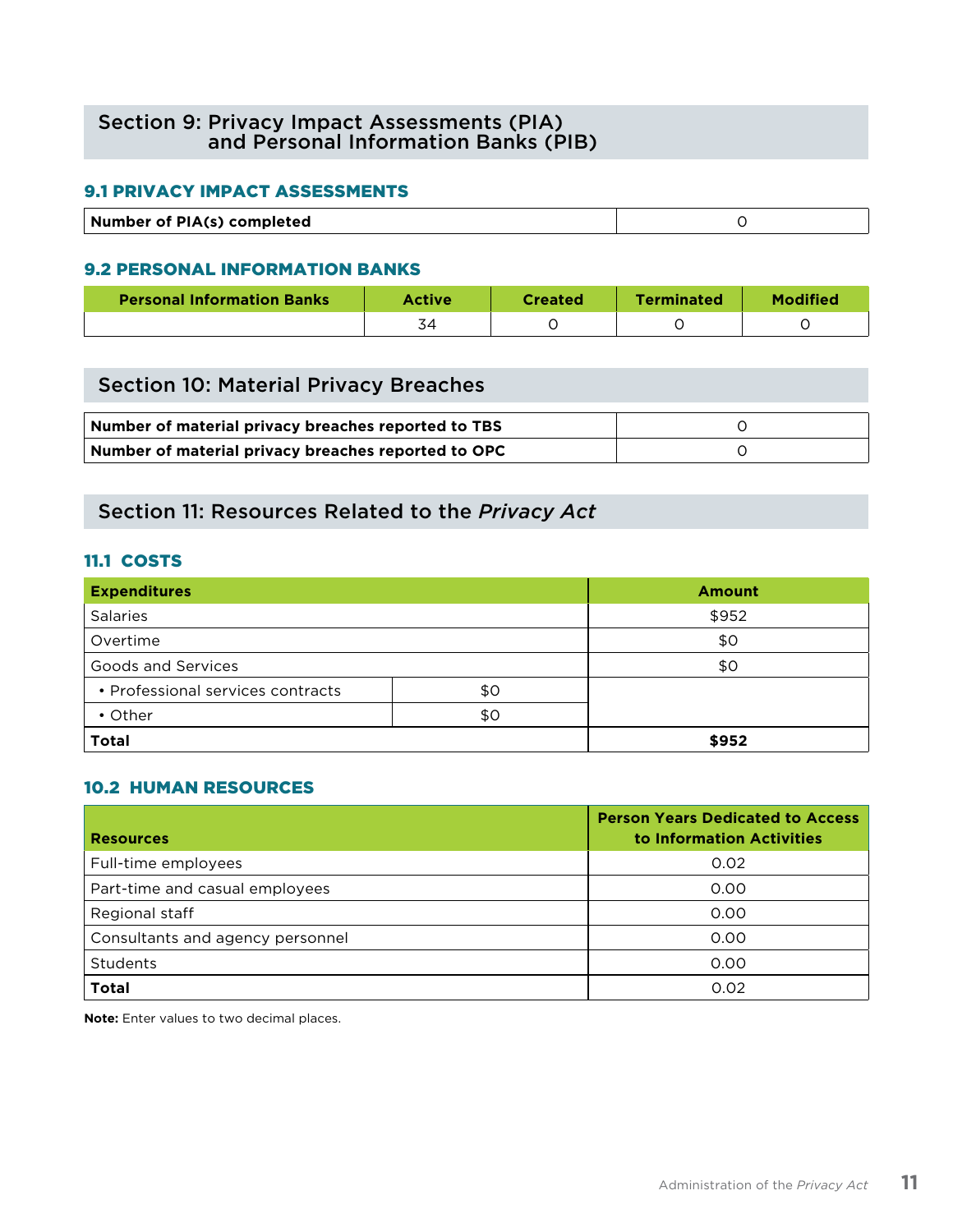## Section 9: Privacy Impact Assessments (PIA) and Personal Information Banks (PIB)

### 9.1 PRIVACY IMPACT ASSESSMENTS

| **Number of PIA(s) completed** | 0 |
|---|---|

### 9.2 PERSONAL INFORMATION BANKS

| Personal Information Banks | Active | Created | Terminated | Modified |
|---|---|---|---|---|
| | 34 | 0 | 0 | 0 |

## Section 10: Material Privacy Breaches

| **Number of material privacy breaches reported to TBS** | 0 |
|---|---|
| **Number of material privacy breaches reported to OPC** | 0 |

## Section 11: Resources Related to the *Privacy Act*

### 11.1 COSTS

| Expenditures | | Amount |
|---|---|---|
| Salaries | | $952 |
| Overtime | | $0 |
| Goods and Services | | $0 |
| • Professional services contracts | $0 | |
| • Other | $0 | |
| **Total** | | **$952** |

### 10.2 HUMAN RESOURCES

| Resources | Person Years Dedicated to Access to Information Activities |
|---|---|
| Full-time employees | 0.02 |
| Part-time and casual employees | 0.00 |
| Regional staff | 0.00 |
| Consultants and agency personnel | 0.00 |
| Students | 0.00 |
| **Total** | 0.02 |

**Note:** Enter values to two decimal places.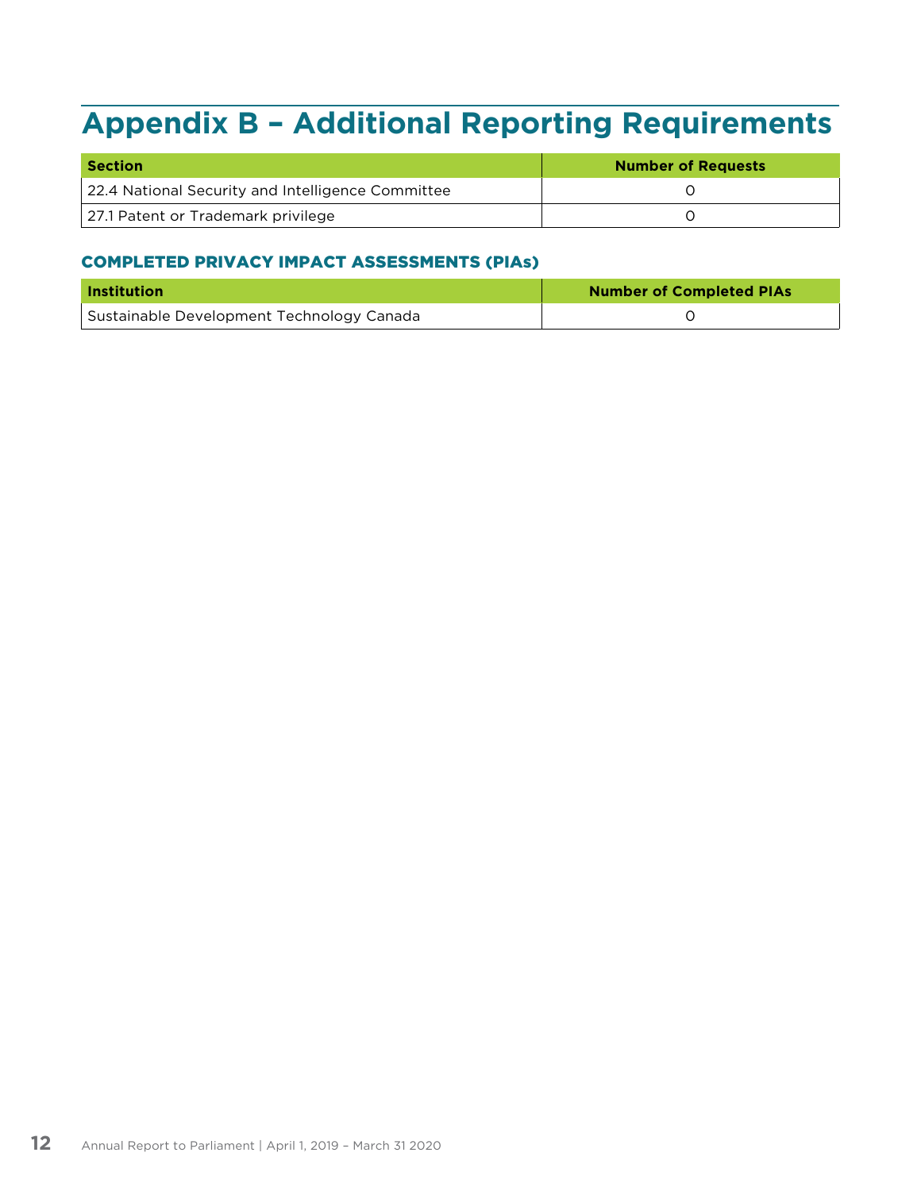# Appendix B – Additional Reporting Requirements

| Section | Number of Requests |
|---|---|
| 22.4 National Security and Intelligence Committee | 0 |
| 27.1 Patent or Trademark privilege | 0 |

### COMPLETED PRIVACY IMPACT ASSESSMENTS (PIAs)

| Institution | Number of Completed PIAs |
|---|---|
| Sustainable Development Technology Canada | 0 |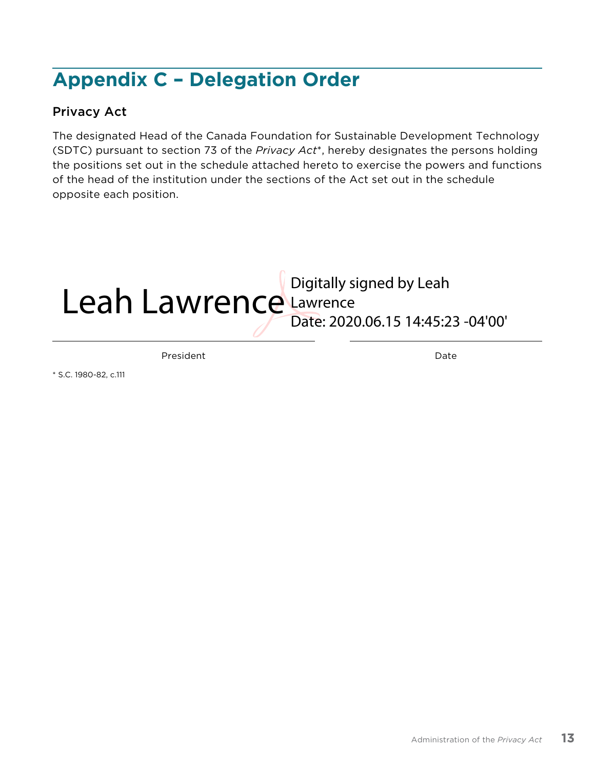## Appendix C – Delegation Order

### Privacy Act

The designated Head of the Canada Foundation for Sustainable Development Technology (SDTC) pursuant to section 73 of the *Privacy Act**, hereby designates the persons holding the positions set out in the schedule attached hereto to exercise the powers and functions of the head of the institution under the sections of the Act set out in the schedule opposite each position.

Leah Lawrence Digitally signed by Leah Lawrence
Date: 2020.06.15 14:45:23 -04'00'

| President | Date |
|---|---|

* S.C. 1980-82, c.111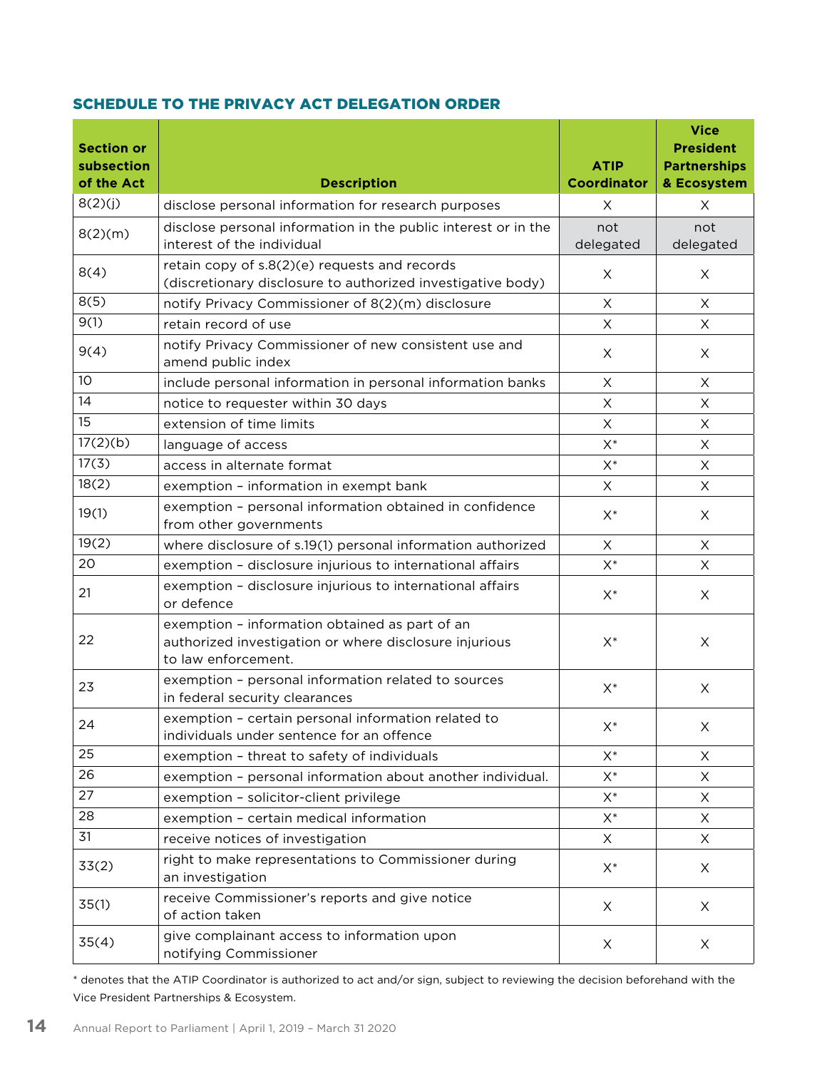## SCHEDULE TO THE PRIVACY ACT DELEGATION ORDER

| Section or subsection of the Act | Description | ATIP Coordinator | Vice President Partnerships & Ecosystem |
|---|---|---|---|
| 8(2)(j) | disclose personal information for research purposes | X | X |
| 8(2)(m) | disclose personal information in the public interest or in the interest of the individual | not delegated | not delegated |
| 8(4) | retain copy of s.8(2)(e) requests and records (discretionary disclosure to authorized investigative body) | X | X |
| 8(5) | notify Privacy Commissioner of 8(2)(m) disclosure | X | X |
| 9(1) | retain record of use | X | X |
| 9(4) | notify Privacy Commissioner of new consistent use and amend public index | X | X |
| 10 | include personal information in personal information banks | X | X |
| 14 | notice to requester within 30 days | X | X |
| 15 | extension of time limits | X | X |
| 17(2)(b) | language of access | X* | X |
| 17(3) | access in alternate format | X* | X |
| 18(2) | exemption – information in exempt bank | X | X |
| 19(1) | exemption – personal information obtained in confidence from other governments | X* | X |
| 19(2) | where disclosure of s.19(1) personal information authorized | X | X |
| 20 | exemption – disclosure injurious to international affairs | X* | X |
| 21 | exemption – disclosure injurious to international affairs or defence | X* | X |
| 22 | exemption – information obtained as part of an authorized investigation or where disclosure injurious to law enforcement. | X* | X |
| 23 | exemption – personal information related to sources in federal security clearances | X* | X |
| 24 | exemption – certain personal information related to individuals under sentence for an offence | X* | X |
| 25 | exemption – threat to safety of individuals | X* | X |
| 26 | exemption – personal information about another individual. | X* | X |
| 27 | exemption – solicitor-client privilege | X* | X |
| 28 | exemption – certain medical information | X* | X |
| 31 | receive notices of investigation | X | X |
| 33(2) | right to make representations to Commissioner during an investigation | X* | X |
| 35(1) | receive Commissioner's reports and give notice of action taken | X | X |
| 35(4) | give complainant access to information upon notifying Commissioner | X | X |

* denotes that the ATIP Coordinator is authorized to act and/or sign, subject to reviewing the decision beforehand with the Vice President Partnerships & Ecosystem.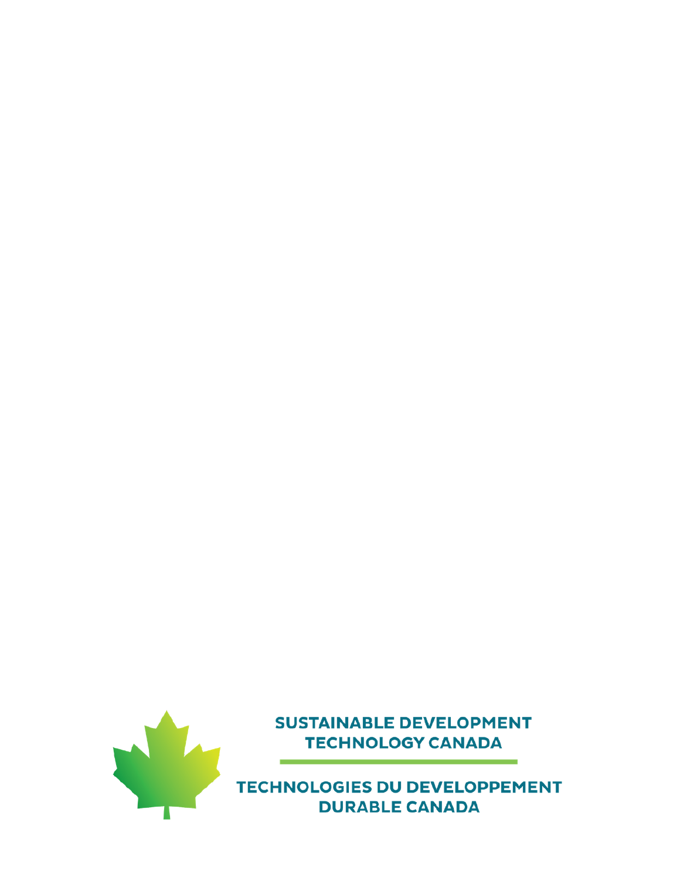SUSTAINABLE DEVELOPMENT
TECHNOLOGY CANADA

TECHNOLOGIES DU DEVELOPPEMENT
DURABLE CANADA